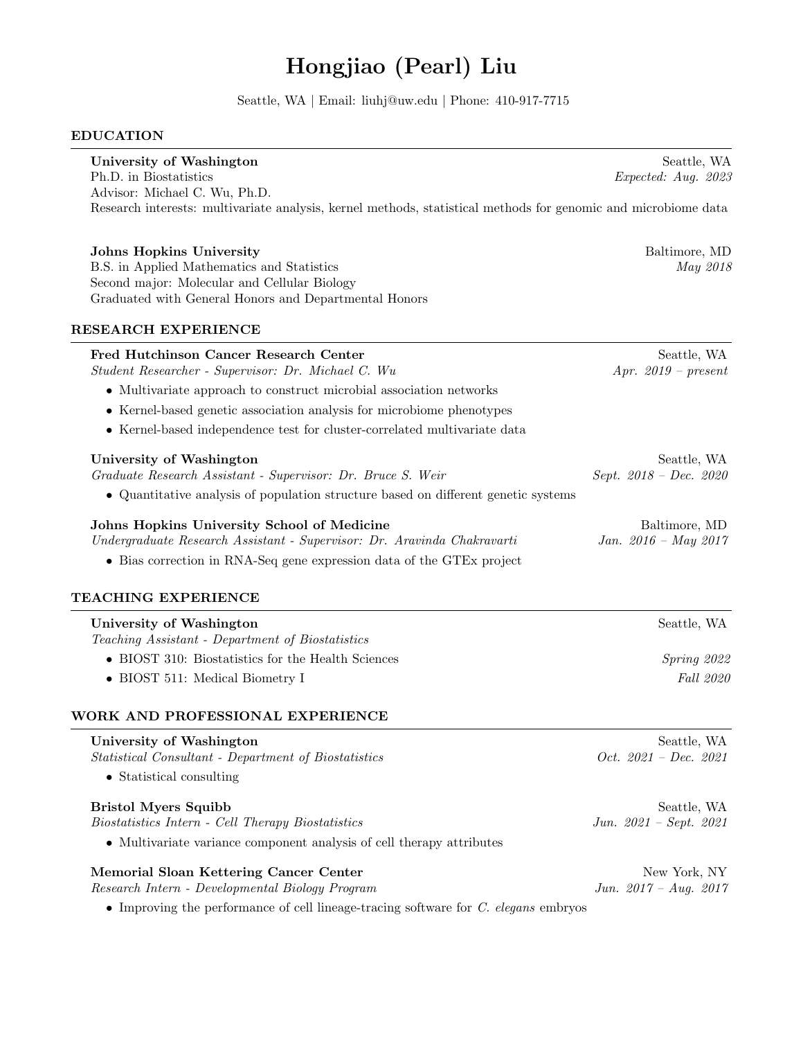# Hongjiao (Pearl) Liu

Seattle, WA | Email: liuhj@uw.edu | Phone: 410-917-7715

## EDUCATION

**University of Washington** — Seattle, WA
Ph.D. in Biostatistics — *Expected: Aug. 2023*
Advisor: Michael C. Wu, Ph.D.
Research interests: multivariate analysis, kernel methods, statistical methods for genomic and microbiome data

**Johns Hopkins University** — Baltimore, MD
B.S. in Applied Mathematics and Statistics — *May 2018*
Second major: Molecular and Cellular Biology
Graduated with General Honors and Departmental Honors

## RESEARCH EXPERIENCE

**Fred Hutchinson Cancer Research Center** — Seattle, WA
*Student Researcher - Supervisor: Dr. Michael C. Wu* — *Apr. 2019 – present*

- Multivariate approach to construct microbial association networks
- Kernel-based genetic association analysis for microbiome phenotypes
- Kernel-based independence test for cluster-correlated multivariate data

**University of Washington** — Seattle, WA
*Graduate Research Assistant - Supervisor: Dr. Bruce S. Weir* — *Sept. 2018 – Dec. 2020*

- Quantitative analysis of population structure based on different genetic systems

**Johns Hopkins University School of Medicine** — Baltimore, MD
*Undergraduate Research Assistant - Supervisor: Dr. Aravinda Chakravarti* — *Jan. 2016 – May 2017*

- Bias correction in RNA-Seq gene expression data of the GTEx project

## TEACHING EXPERIENCE

**University of Washington** — Seattle, WA
*Teaching Assistant - Department of Biostatistics*

- BIOST 310: Biostatistics for the Health Sciences — *Spring 2022*
- BIOST 511: Medical Biometry I — *Fall 2020*

## WORK AND PROFESSIONAL EXPERIENCE

**University of Washington** — Seattle, WA
*Statistical Consultant - Department of Biostatistics* — *Oct. 2021 – Dec. 2021*

- Statistical consulting

**Bristol Myers Squibb** — Seattle, WA
*Biostatistics Intern - Cell Therapy Biostatistics* — *Jun. 2021 – Sept. 2021*

- Multivariate variance component analysis of cell therapy attributes

**Memorial Sloan Kettering Cancer Center** — New York, NY
*Research Intern - Developmental Biology Program* — *Jun. 2017 – Aug. 2017*

- Improving the performance of cell lineage-tracing software for *C. elegans* embryos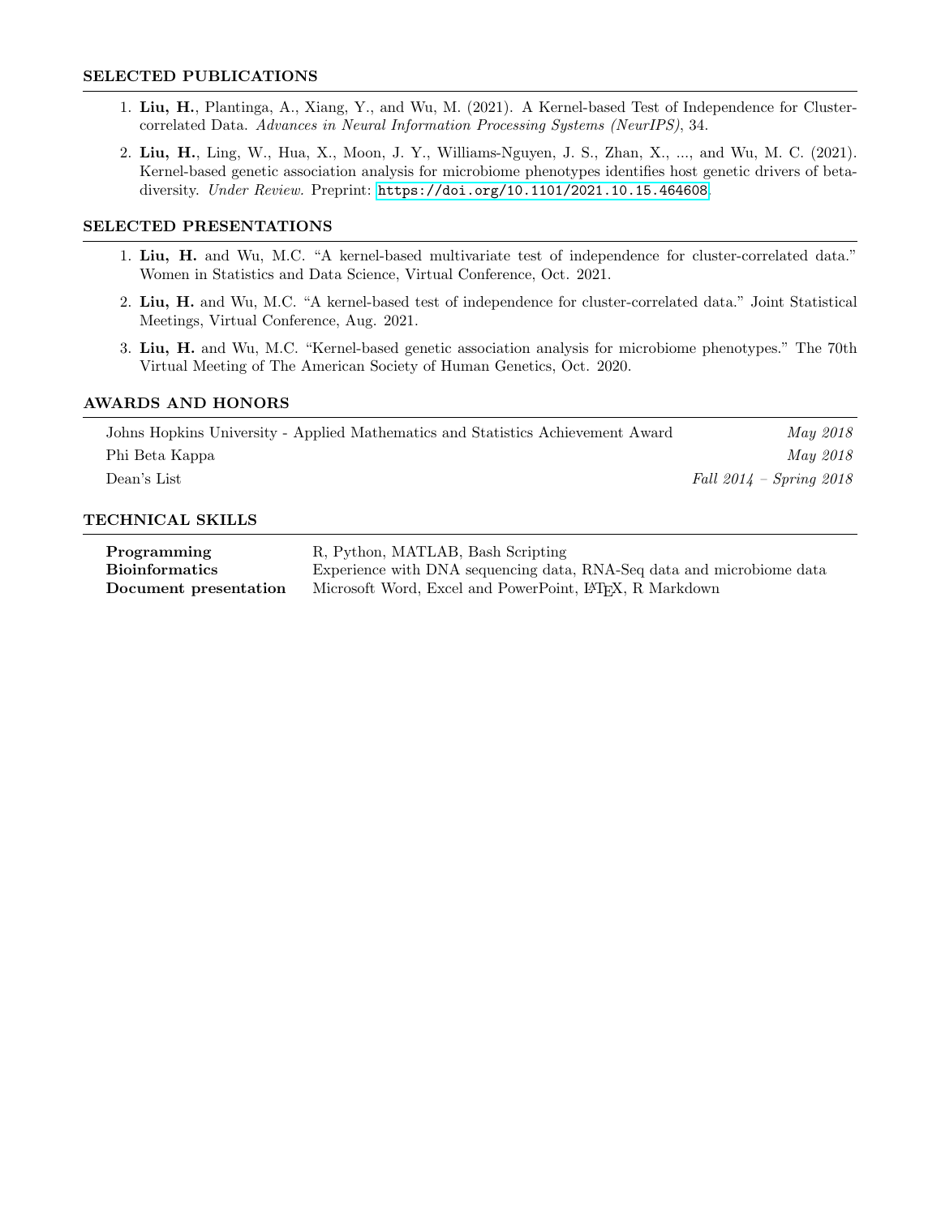## SELECTED PUBLICATIONS

1. **Liu, H.**, Plantinga, A., Xiang, Y., and Wu, M. (2021). A Kernel-based Test of Independence for Cluster-correlated Data. *Advances in Neural Information Processing Systems (NeurIPS)*, 34.
2. **Liu, H.**, Ling, W., Hua, X., Moon, J. Y., Williams-Nguyen, J. S., Zhan, X., ..., and Wu, M. C. (2021). Kernel-based genetic association analysis for microbiome phenotypes identifies host genetic drivers of beta-diversity. *Under Review.* Preprint: https://doi.org/10.1101/2021.10.15.464608

## SELECTED PRESENTATIONS

1. **Liu, H.** and Wu, M.C. "A kernel-based multivariate test of independence for cluster-correlated data." Women in Statistics and Data Science, Virtual Conference, Oct. 2021.
2. **Liu, H.** and Wu, M.C. "A kernel-based test of independence for cluster-correlated data." Joint Statistical Meetings, Virtual Conference, Aug. 2021.
3. **Liu, H.** and Wu, M.C. "Kernel-based genetic association analysis for microbiome phenotypes." The 70th Virtual Meeting of The American Society of Human Genetics, Oct. 2020.

## AWARDS AND HONORS

| | |
|---|---|
| Johns Hopkins University - Applied Mathematics and Statistics Achievement Award | *May 2018* |
| Phi Beta Kappa | *May 2018* |
| Dean's List | *Fall 2014 – Spring 2018* |

## TECHNICAL SKILLS

| | |
|---|---|
| **Programming** | R, Python, MATLAB, Bash Scripting |
| **Bioinformatics** | Experience with DNA sequencing data, RNA-Seq data and microbiome data |
| **Document presentation** | Microsoft Word, Excel and PowerPoint, LaTeX, R Markdown |